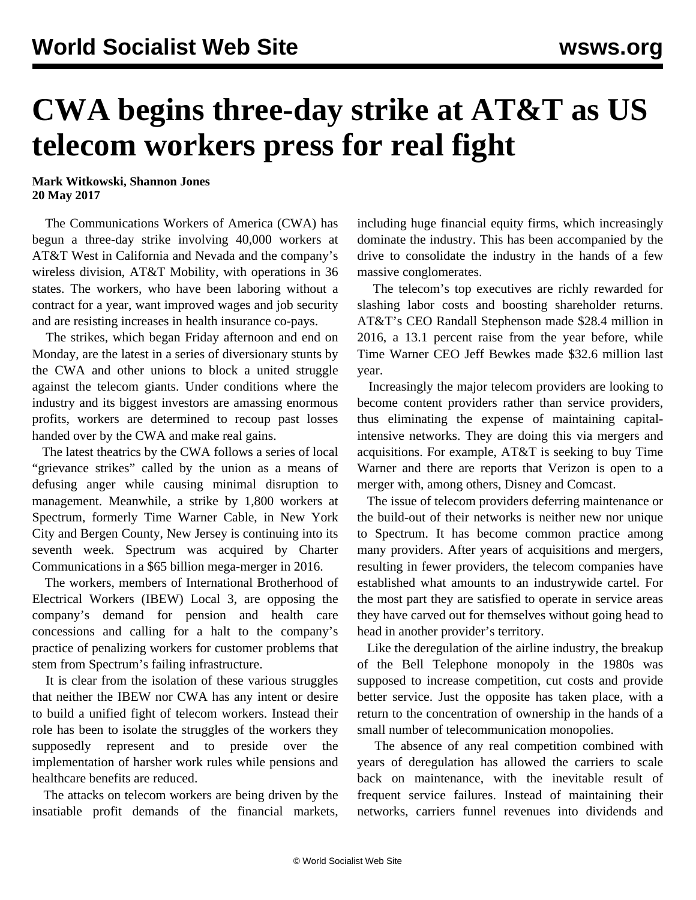# CWA begins three-day strike at AT&T as US telecom workers press for real fight

**Mark Witkowski, Shannon Jones**
**20 May 2017**

The Communications Workers of America (CWA) has begun a three-day strike involving 40,000 workers at AT&T West in California and Nevada and the company's wireless division, AT&T Mobility, with operations in 36 states. The workers, who have been laboring without a contract for a year, want improved wages and job security and are resisting increases in health insurance co-pays.

The strikes, which began Friday afternoon and end on Monday, are the latest in a series of diversionary stunts by the CWA and other unions to block a united struggle against the telecom giants. Under conditions where the industry and its biggest investors are amassing enormous profits, workers are determined to recoup past losses handed over by the CWA and make real gains.

The latest theatrics by the CWA follows a series of local "grievance strikes" called by the union as a means of defusing anger while causing minimal disruption to management. Meanwhile, a strike by 1,800 workers at Spectrum, formerly Time Warner Cable, in New York City and Bergen County, New Jersey is continuing into its seventh week. Spectrum was acquired by Charter Communications in a $65 billion mega-merger in 2016.

The workers, members of International Brotherhood of Electrical Workers (IBEW) Local 3, are opposing the company's demand for pension and health care concessions and calling for a halt to the company's practice of penalizing workers for customer problems that stem from Spectrum's failing infrastructure.

It is clear from the isolation of these various struggles that neither the IBEW nor CWA has any intent or desire to build a unified fight of telecom workers. Instead their role has been to isolate the struggles of the workers they supposedly represent and to preside over the implementation of harsher work rules while pensions and healthcare benefits are reduced.

The attacks on telecom workers are being driven by the insatiable profit demands of the financial markets, including huge financial equity firms, which increasingly dominate the industry. This has been accompanied by the drive to consolidate the industry in the hands of a few massive conglomerates.

The telecom's top executives are richly rewarded for slashing labor costs and boosting shareholder returns. AT&T's CEO Randall Stephenson made $28.4 million in 2016, a 13.1 percent raise from the year before, while Time Warner CEO Jeff Bewkes made $32.6 million last year.

Increasingly the major telecom providers are looking to become content providers rather than service providers, thus eliminating the expense of maintaining capital-intensive networks. They are doing this via mergers and acquisitions. For example, AT&T is seeking to buy Time Warner and there are reports that Verizon is open to a merger with, among others, Disney and Comcast.

The issue of telecom providers deferring maintenance or the build-out of their networks is neither new nor unique to Spectrum. It has become common practice among many providers. After years of acquisitions and mergers, resulting in fewer providers, the telecom companies have established what amounts to an industrywide cartel. For the most part they are satisfied to operate in service areas they have carved out for themselves without going head to head in another provider's territory.

Like the deregulation of the airline industry, the breakup of the Bell Telephone monopoly in the 1980s was supposed to increase competition, cut costs and provide better service. Just the opposite has taken place, with a return to the concentration of ownership in the hands of a small number of telecommunication monopolies.

The absence of any real competition combined with years of deregulation has allowed the carriers to scale back on maintenance, with the inevitable result of frequent service failures. Instead of maintaining their networks, carriers funnel revenues into dividends and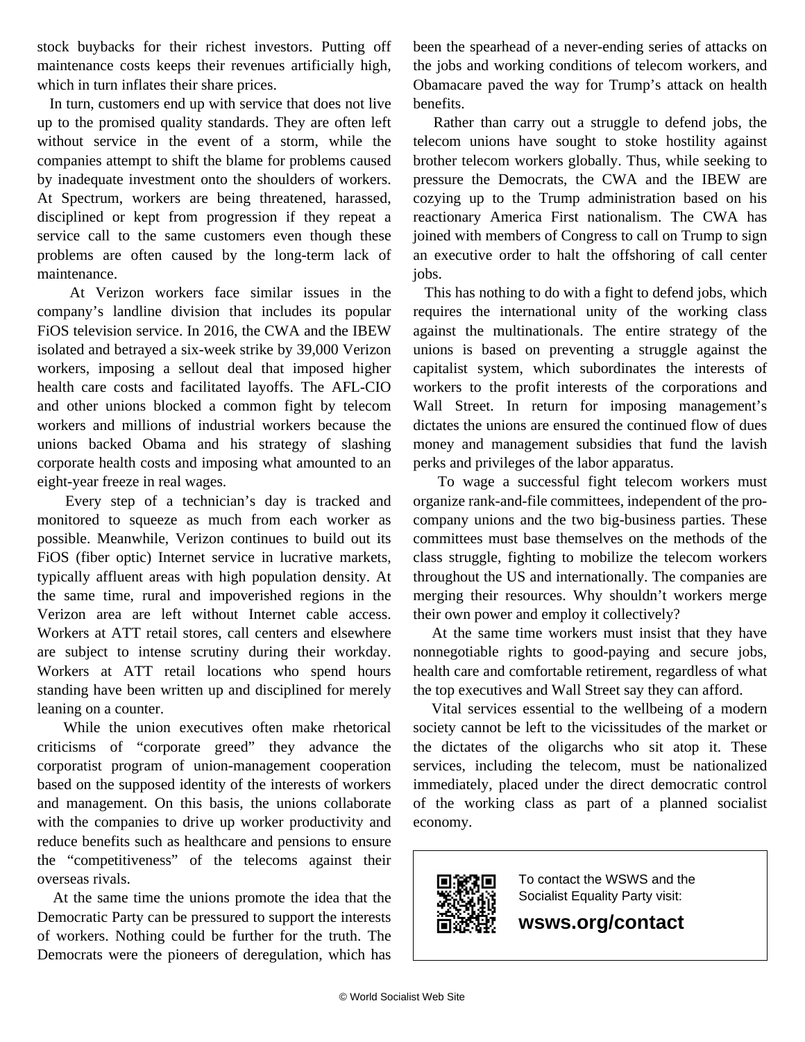stock buybacks for their richest investors. Putting off maintenance costs keeps their revenues artificially high, which in turn inflates their share prices.

In turn, customers end up with service that does not live up to the promised quality standards. They are often left without service in the event of a storm, while the companies attempt to shift the blame for problems caused by inadequate investment onto the shoulders of workers. At Spectrum, workers are being threatened, harassed, disciplined or kept from progression if they repeat a service call to the same customers even though these problems are often caused by the long-term lack of maintenance.

At Verizon workers face similar issues in the company's landline division that includes its popular FiOS television service. In 2016, the CWA and the IBEW isolated and betrayed a six-week strike by 39,000 Verizon workers, imposing a sellout deal that imposed higher health care costs and facilitated layoffs. The AFL-CIO and other unions blocked a common fight by telecom workers and millions of industrial workers because the unions backed Obama and his strategy of slashing corporate health costs and imposing what amounted to an eight-year freeze in real wages.

Every step of a technician's day is tracked and monitored to squeeze as much from each worker as possible. Meanwhile, Verizon continues to build out its FiOS (fiber optic) Internet service in lucrative markets, typically affluent areas with high population density. At the same time, rural and impoverished regions in the Verizon area are left without Internet cable access. Workers at ATT retail stores, call centers and elsewhere are subject to intense scrutiny during their workday. Workers at ATT retail locations who spend hours standing have been written up and disciplined for merely leaning on a counter.

While the union executives often make rhetorical criticisms of "corporate greed" they advance the corporatist program of union-management cooperation based on the supposed identity of the interests of workers and management. On this basis, the unions collaborate with the companies to drive up worker productivity and reduce benefits such as healthcare and pensions to ensure the "competitiveness" of the telecoms against their overseas rivals.

At the same time the unions promote the idea that the Democratic Party can be pressured to support the interests of workers. Nothing could be further for the truth. The Democrats were the pioneers of deregulation, which has been the spearhead of a never-ending series of attacks on the jobs and working conditions of telecom workers, and Obamacare paved the way for Trump's attack on health benefits.

Rather than carry out a struggle to defend jobs, the telecom unions have sought to stoke hostility against brother telecom workers globally. Thus, while seeking to pressure the Democrats, the CWA and the IBEW are cozying up to the Trump administration based on his reactionary America First nationalism. The CWA has joined with members of Congress to call on Trump to sign an executive order to halt the offshoring of call center jobs.

This has nothing to do with a fight to defend jobs, which requires the international unity of the working class against the multinationals. The entire strategy of the unions is based on preventing a struggle against the capitalist system, which subordinates the interests of workers to the profit interests of the corporations and Wall Street. In return for imposing management's dictates the unions are ensured the continued flow of dues money and management subsidies that fund the lavish perks and privileges of the labor apparatus.

To wage a successful fight telecom workers must organize rank-and-file committees, independent of the pro-company unions and the two big-business parties. These committees must base themselves on the methods of the class struggle, fighting to mobilize the telecom workers throughout the US and internationally. The companies are merging their resources. Why shouldn't workers merge their own power and employ it collectively?

At the same time workers must insist that they have nonnegotiable rights to good-paying and secure jobs, health care and comfortable retirement, regardless of what the top executives and Wall Street say they can afford.

Vital services essential to the wellbeing of a modern society cannot be left to the vicissitudes of the market or the dictates of the oligarchs who sit atop it. These services, including the telecom, must be nationalized immediately, placed under the direct democratic control of the working class as part of a planned socialist economy.

To contact the WSWS and the Socialist Equality Party visit:

**wsws.org/contact**